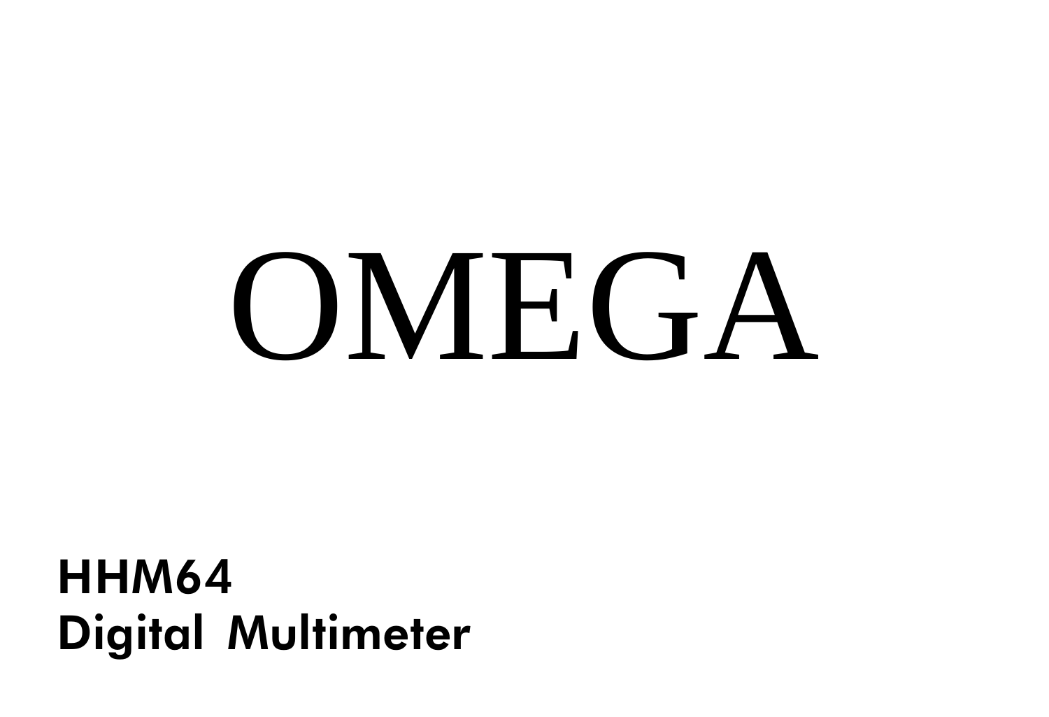# OMEGA

**HHM64**
**Digital Multimeter**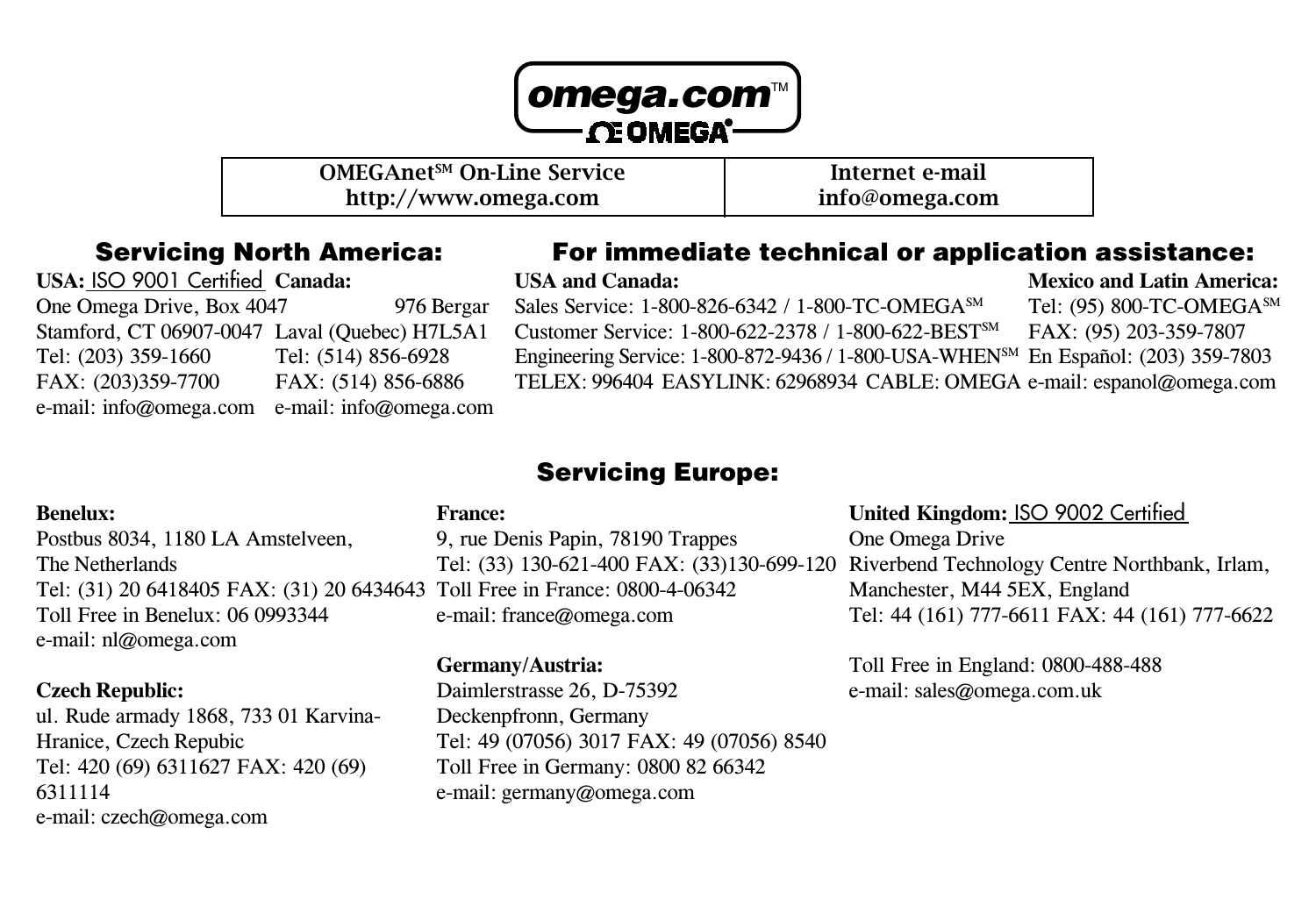**omega.com™**

**Ω OMEGA®**

| OMEGAnet℠ On-Line Service http://www.omega.com | Internet e-mail info@omega.com |
| --- | --- |

## Servicing North America:

**USA:** ISO 9001 Certified
One Omega Drive, Box 4047
Stamford, CT 06907-0047
Tel: (203) 359-1660
FAX: (203)359-7700
e-mail: info@omega.com

**Canada:**
976 Bergar
Laval (Quebec) H7L5A1
Tel: (514) 856-6928
FAX: (514) 856-6886
e-mail: info@omega.com

## For immediate technical or application assistance:

**USA and Canada:**
Sales Service: 1-800-826-6342 / 1-800-TC-OMEGA℠
Customer Service: 1-800-622-2378 / 1-800-622-BEST℠
Engineering Service: 1-800-872-9436 / 1-800-USA-WHEN℠
TELEX: 996404 EASYLINK: 62968934 CABLE: OMEGA

**Mexico and Latin America:**
Tel: (95) 800-TC-OMEGA℠
FAX: (95) 203-359-7807
En Español: (203) 359-7803
e-mail: espanol@omega.com

## Servicing Europe:

**Benelux:**
Postbus 8034, 1180 LA Amstelveen,
The Netherlands
Tel: (31) 20 6418405 FAX: (31) 20 6434643
Toll Free in Benelux: 06 0993344
e-mail: nl@omega.com

**Czech Republic:**
ul. Rude armady 1868, 733 01 Karvina-Hranice, Czech Repubic
Tel: 420 (69) 6311627 FAX: 420 (69) 6311114
e-mail: czech@omega.com

**France:**
9, rue Denis Papin, 78190 Trappes
Tel: (33) 130-621-400 FAX: (33)130-699-120
Toll Free in France: 0800-4-06342
e-mail: france@omega.com

**Germany/Austria:**
Daimlerstrasse 26, D-75392
Deckenpfronn, Germany
Tel: 49 (07056) 3017 FAX: 49 (07056) 8540
Toll Free in Germany: 0800 82 66342
e-mail: germany@omega.com

**United Kingdom:** ISO 9002 Certified
One Omega Drive
Riverbend Technology Centre Northbank, Irlam,
Manchester, M44 5EX, England
Tel: 44 (161) 777-6611 FAX: 44 (161) 777-6622

Toll Free in England: 0800-488-488
e-mail: sales@omega.com.uk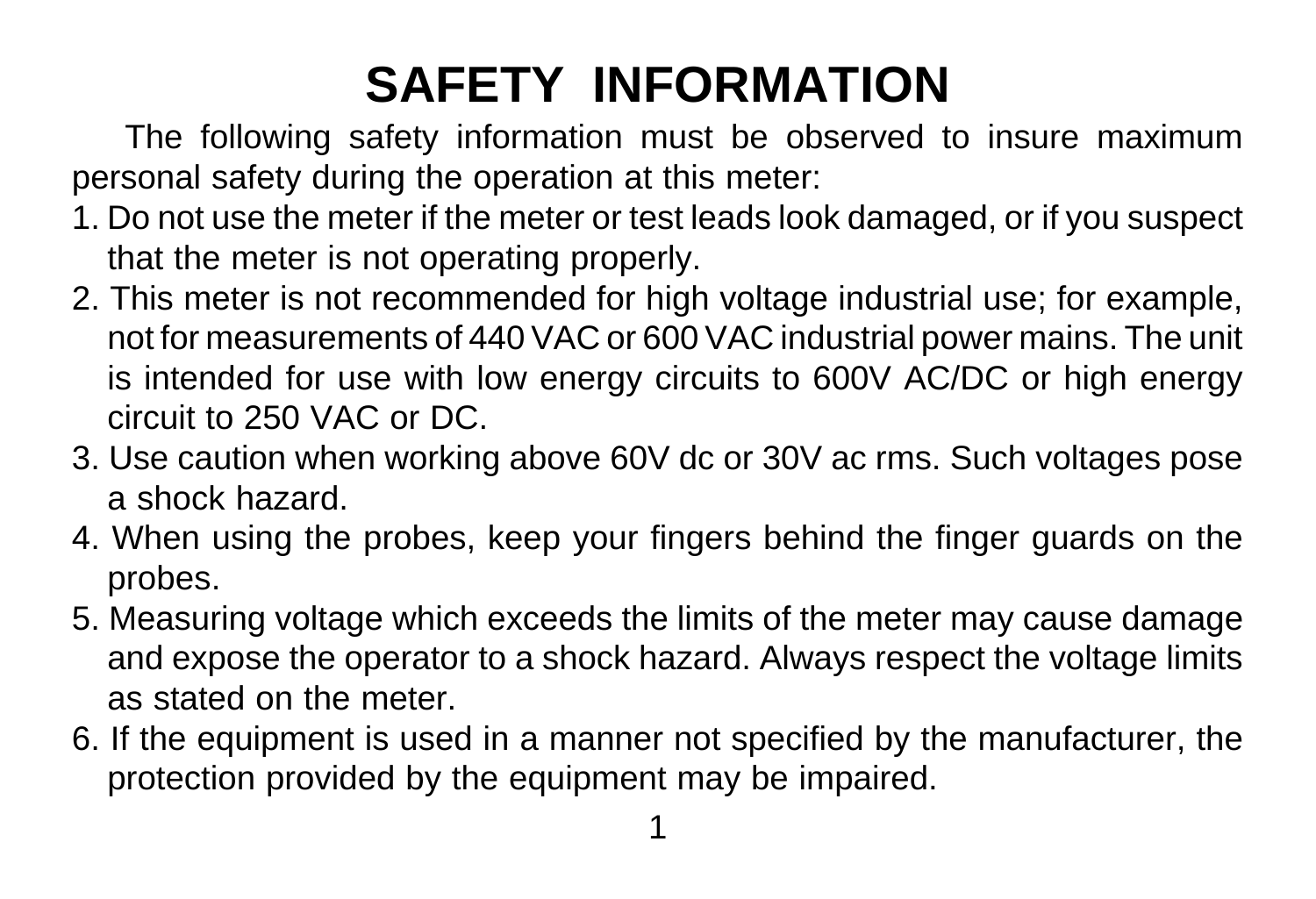# SAFETY INFORMATION

The following safety information must be observed to insure maximum personal safety during the operation at this meter:

1. Do not use the meter if the meter or test leads look damaged, or if you suspect that the meter is not operating properly.
2. This meter is not recommended for high voltage industrial use; for example, not for measurements of 440 VAC or 600 VAC industrial power mains. The unit is intended for use with low energy circuits to 600V AC/DC or high energy circuit to 250 VAC or DC.
3. Use caution when working above 60V dc or 30V ac rms. Such voltages pose a shock hazard.
4. When using the probes, keep your fingers behind the finger guards on the probes.
5. Measuring voltage which exceeds the limits of the meter may cause damage and expose the operator to a shock hazard. Always respect the voltage limits as stated on the meter.
6. If the equipment is used in a manner not specified by the manufacturer, the protection provided by the equipment may be impaired.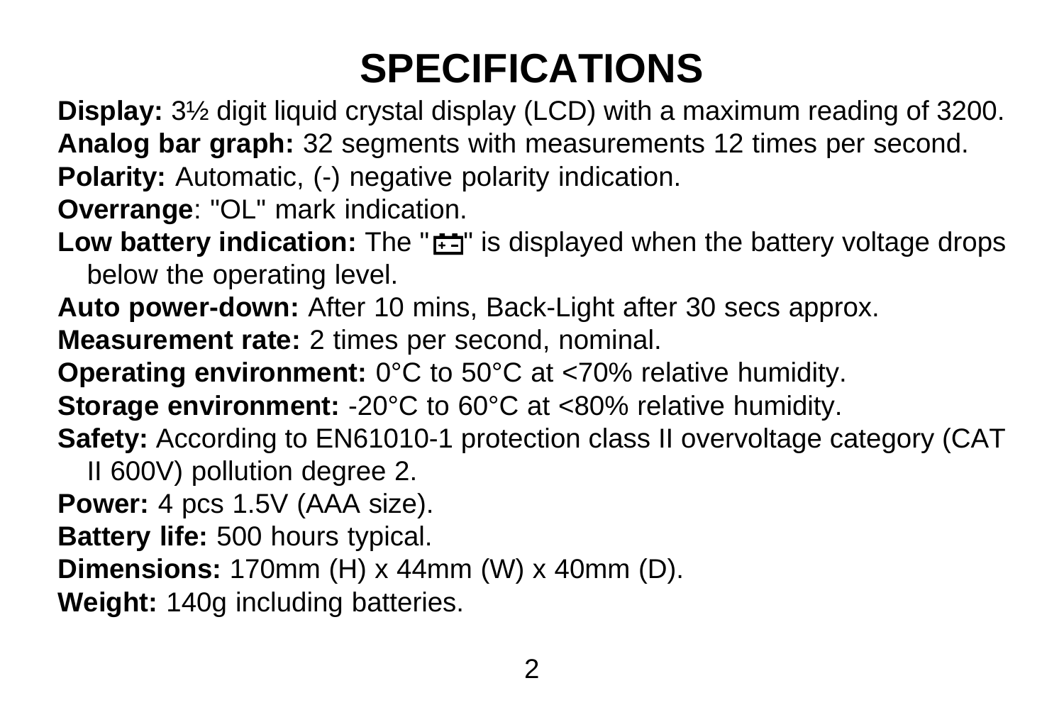# SPECIFICATIONS

**Display:** 3½ digit liquid crystal display (LCD) with a maximum reading of 3200.

**Analog bar graph:** 32 segments with measurements 12 times per second.

**Polarity:** Automatic, (-) negative polarity indication.

**Overrange**: "OL" mark indication.

**Low battery indication:** The "🔋" is displayed when the battery voltage drops below the operating level.

**Auto power-down:** After 10 mins, Back-Light after 30 secs approx.

**Measurement rate:** 2 times per second, nominal.

**Operating environment:** 0°C to 50°C at <70% relative humidity.

**Storage environment:** -20°C to 60°C at <80% relative humidity.

**Safety:** According to EN61010-1 protection class II overvoltage category (CAT II 600V) pollution degree 2.

**Power:** 4 pcs 1.5V (AAA size).

**Battery life:** 500 hours typical.

**Dimensions:** 170mm (H) x 44mm (W) x 40mm (D).

**Weight:** 140g including batteries.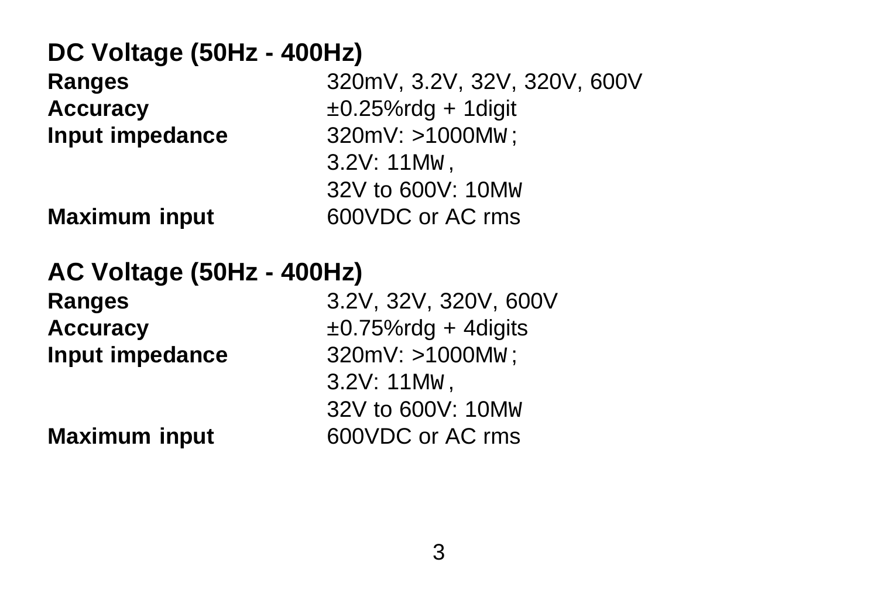## DC Voltage (50Hz - 400Hz)

| | |
|---|---|
| **Ranges** | 320mV, 3.2V, 32V, 320V, 600V |
| **Accuracy** | ±0.25%rdg + 1digit |
| **Input impedance** | 320mV: >1000MW;<br>3.2V: 11MW,<br>32V to 600V: 10MW |
| **Maximum input** | 600VDC or AC rms |

## AC Voltage (50Hz - 400Hz)

| | |
|---|---|
| **Ranges** | 3.2V, 32V, 320V, 600V |
| **Accuracy** | ±0.75%rdg + 4digits |
| **Input impedance** | 320mV: >1000MW;<br>3.2V: 11MW,<br>32V to 600V: 10MW |
| **Maximum input** | 600VDC or AC rms |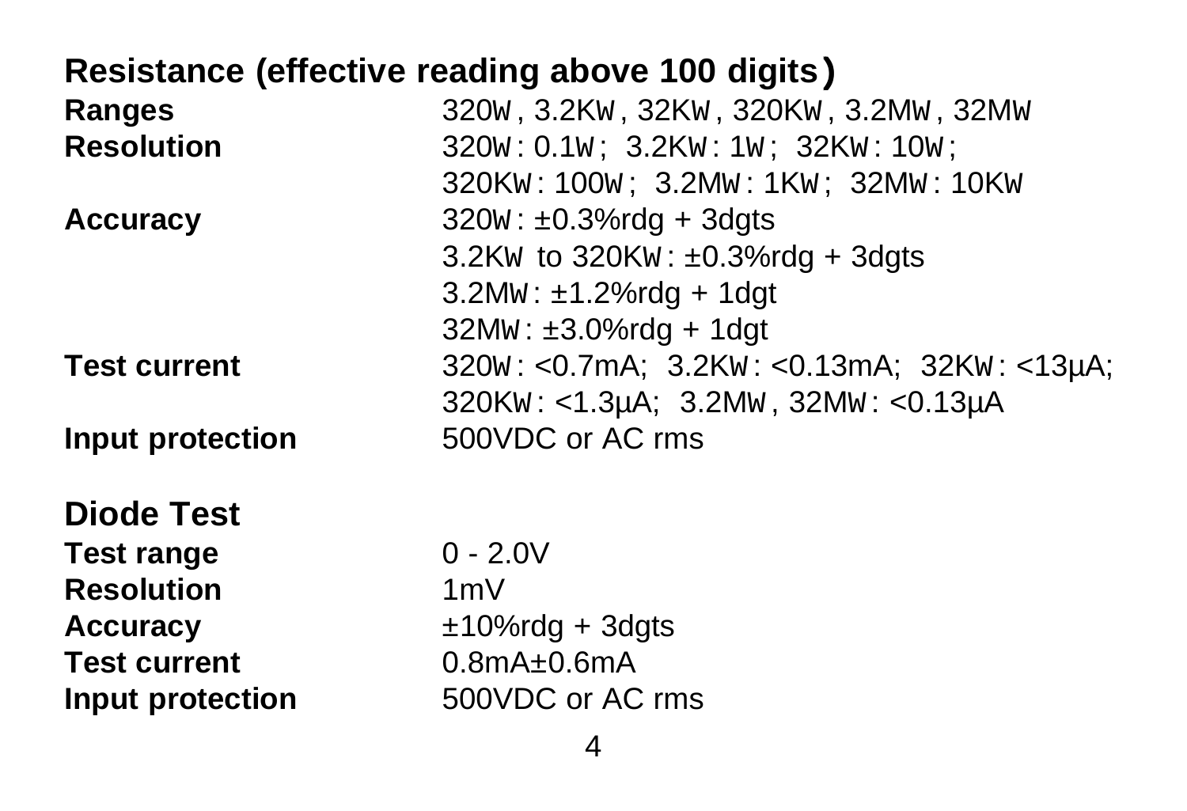## Resistance (effective reading above 100 digits)

| | |
|---|---|
| **Ranges** | 320W, 3.2KW, 32KW, 320KW, 3.2MW, 32MW |
| **Resolution** | 320W: 0.1W; 3.2KW: 1W; 32KW: 10W;<br>320KW: 100W; 3.2MW: 1KW; 32MW: 10KW |
| **Accuracy** | 320W: ±0.3%rdg + 3dgts<br>3.2KW to 320KW: ±0.3%rdg + 3dgts<br>3.2MW: ±1.2%rdg + 1dgt<br>32MW: ±3.0%rdg + 1dgt |
| **Test current** | 320W: <0.7mA; 3.2KW: <0.13mA; 32KW: <13µA;<br>320KW: <1.3µA; 3.2MW, 32MW: <0.13µA |
| **Input protection** | 500VDC or AC rms |

## Diode Test

| | |
|---|---|
| **Test range** | 0 - 2.0V |
| **Resolution** | 1mV |
| **Accuracy** | ±10%rdg + 3dgts |
| **Test current** | 0.8mA±0.6mA |
| **Input protection** | 500VDC or AC rms |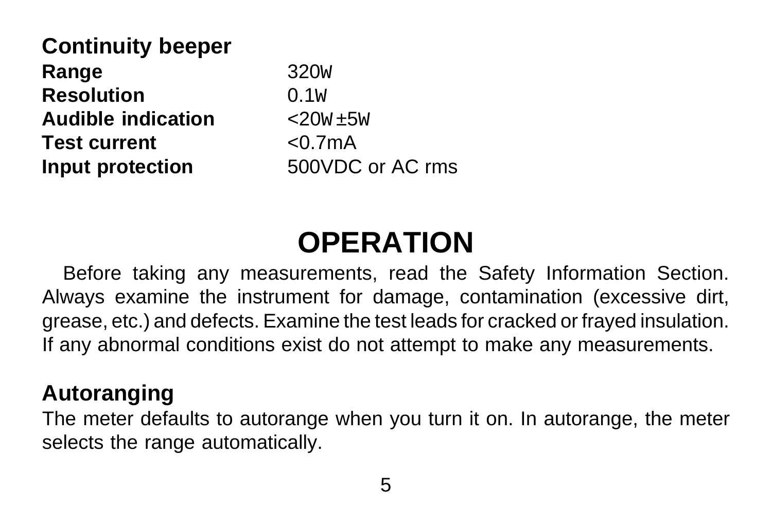**Continuity beeper**

| | |
|---|---|
| **Range** | 320W |
| **Resolution** | 0.1W |
| **Audible indication** | <20W±5W |
| **Test current** | <0.7mA |
| **Input protection** | 500VDC or AC rms |

# OPERATION

Before taking any measurements, read the Safety Information Section. Always examine the instrument for damage, contamination (excessive dirt, grease, etc.) and defects. Examine the test leads for cracked or frayed insulation. If any abnormal conditions exist do not attempt to make any measurements.

## Autoranging

The meter defaults to autorange when you turn it on. In autorange, the meter selects the range automatically.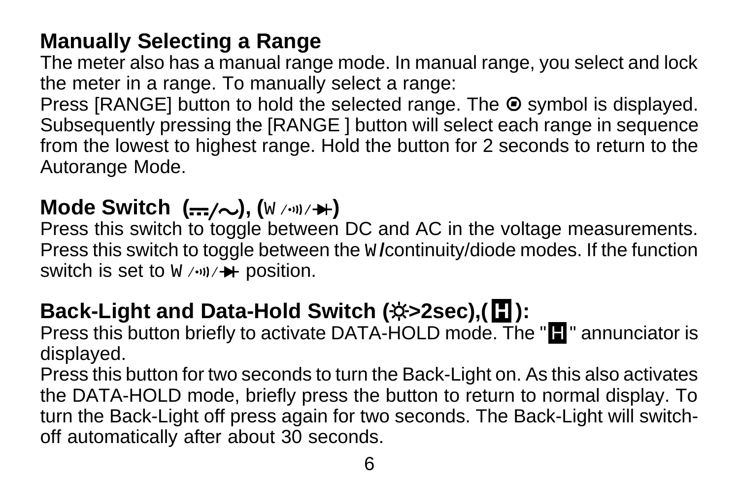## Manually Selecting a Range

The meter also has a manual range mode. In manual range, you select and lock the meter in a range. To manually select a range:

Press [RANGE] button to hold the selected range. The ⊙ symbol is displayed. Subsequently pressing the [RANGE ] button will select each range in sequence from the lowest to highest range. Hold the button for 2 seconds to return to the Autorange Mode.

## Mode Switch (⎓/∿), (W /•))) /→+)

Press this switch to toggle between DC and AC in the voltage measurements. Press this switch to toggle between the W/continuity/diode modes. If the function switch is set to W /•))) /→+ position.

## Back-Light and Data-Hold Switch (☼>2sec),(H):

Press this button briefly to activate DATA-HOLD mode. The "H" annunciator is displayed.

Press this button for two seconds to turn the Back-Light on. As this also activates the DATA-HOLD mode, briefly press the button to return to normal display. To turn the Back-Light off press again for two seconds. The Back-Light will switch-off automatically after about 30 seconds.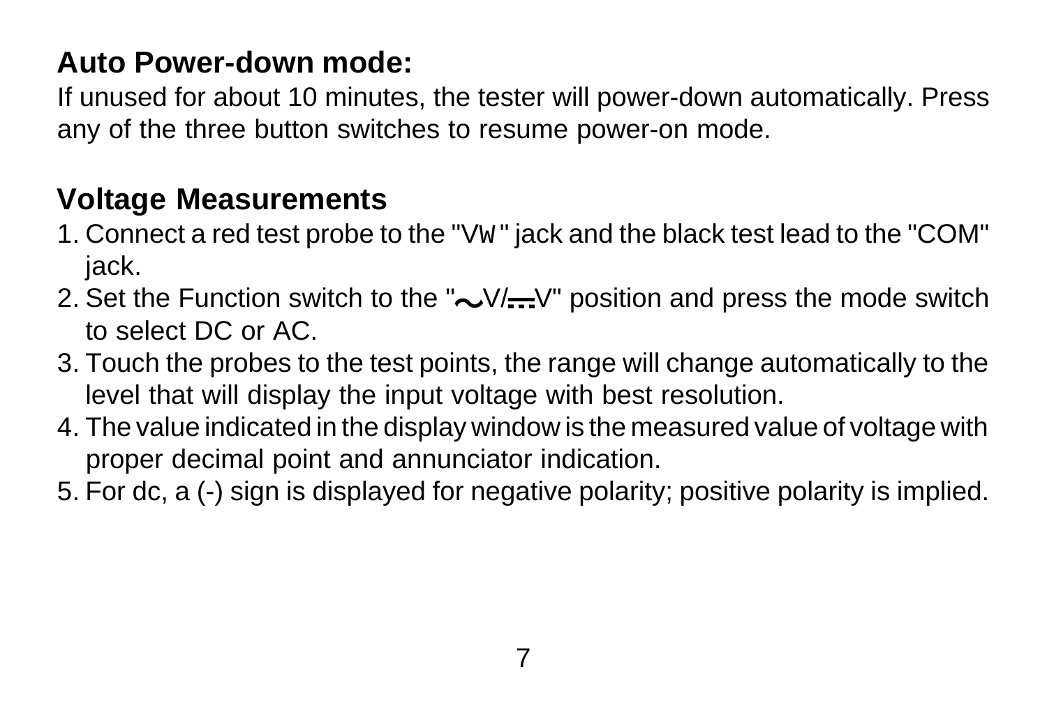## Auto Power-down mode:

If unused for about 10 minutes, the tester will power-down automatically. Press any of the three button switches to resume power-on mode.

## Voltage Measurements

1. Connect a red test probe to the "VW" jack and the black test lead to the "COM" jack.
2. Set the Function switch to the "~V/⎓V" position and press the mode switch to select DC or AC.
3. Touch the probes to the test points, the range will change automatically to the level that will display the input voltage with best resolution.
4. The value indicated in the display window is the measured value of voltage with proper decimal point and annunciator indication.
5. For dc, a (-) sign is displayed for negative polarity; positive polarity is implied.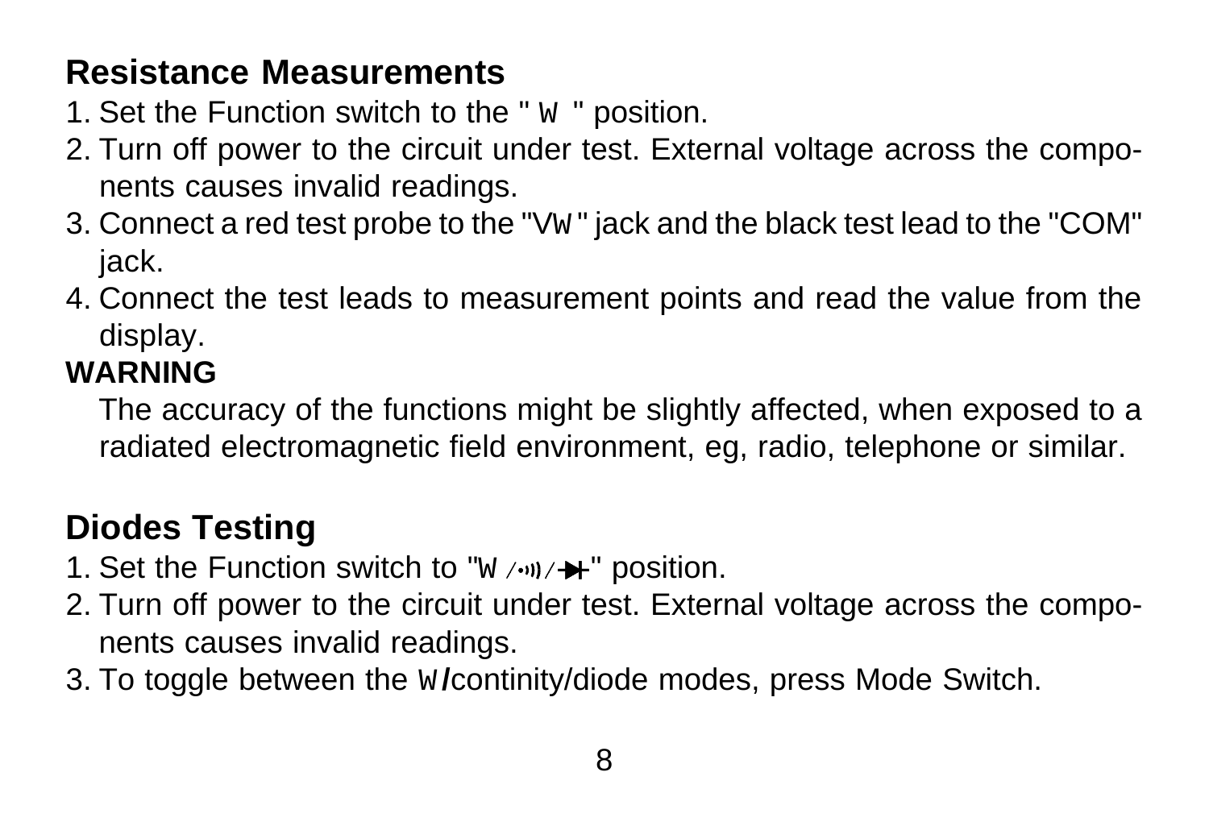## Resistance Measurements

1. Set the Function switch to the " W " position.
2. Turn off power to the circuit under test. External voltage across the components causes invalid readings.
3. Connect a red test probe to the "VW" jack and the black test lead to the "COM" jack.
4. Connect the test leads to measurement points and read the value from the display.

**WARNING**

The accuracy of the functions might be slightly affected, when exposed to a radiated electromagnetic field environment, eg, radio, telephone or similar.

## Diodes Testing

1. Set the Function switch to "W /•))/ ➔|" position.
2. Turn off power to the circuit under test. External voltage across the components causes invalid readings.
3. To toggle between the W/continity/diode modes, press Mode Switch.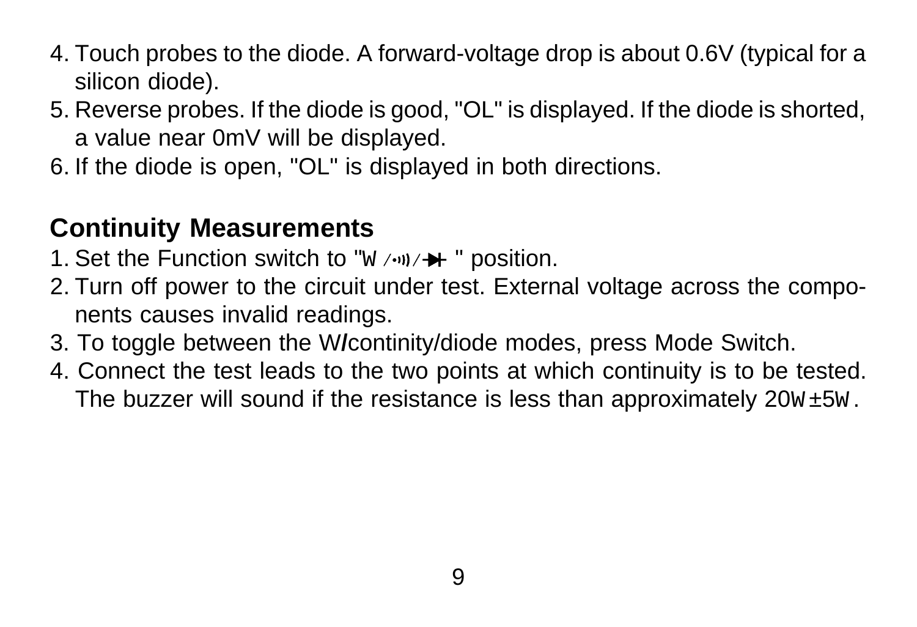4. Touch probes to the diode. A forward-voltage drop is about 0.6V (typical for a silicon diode).
5. Reverse probes. If the diode is good, "OL" is displayed. If the diode is shorted, a value near 0mV will be displayed.
6. If the diode is open, "OL" is displayed in both directions.

## Continuity Measurements

1. Set the Function switch to "W /•))/ ⊣▶⊢ " position.
2. Turn off power to the circuit under test. External voltage across the components causes invalid readings.
3. To toggle between the W/continity/diode modes, press Mode Switch.
4. Connect the test leads to the two points at which continuity is to be tested. The buzzer will sound if the resistance is less than approximately 20W±5W.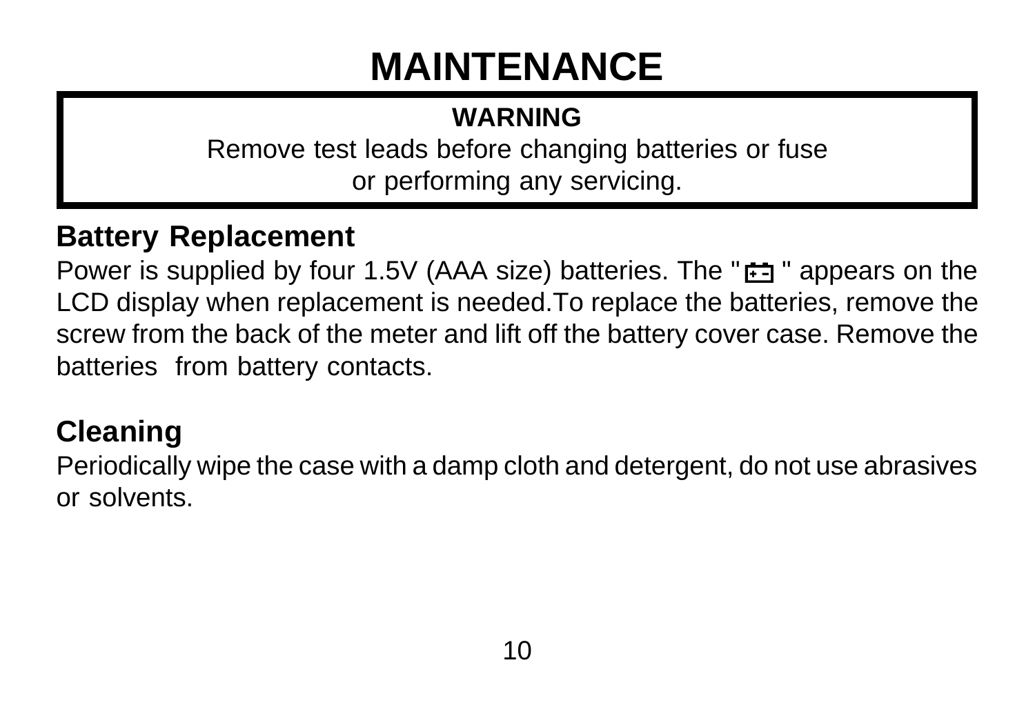# MAINTENANCE

**WARNING**

Remove test leads before changing batteries or fuse or performing any servicing.

## Battery Replacement

Power is supplied by four 1.5V (AAA size) batteries. The " [battery symbol] " appears on the LCD display when replacement is needed.To replace the batteries, remove the screw from the back of the meter and lift off the battery cover case. Remove the batteries from battery contacts.

## Cleaning

Periodically wipe the case with a damp cloth and detergent, do not use abrasives or solvents.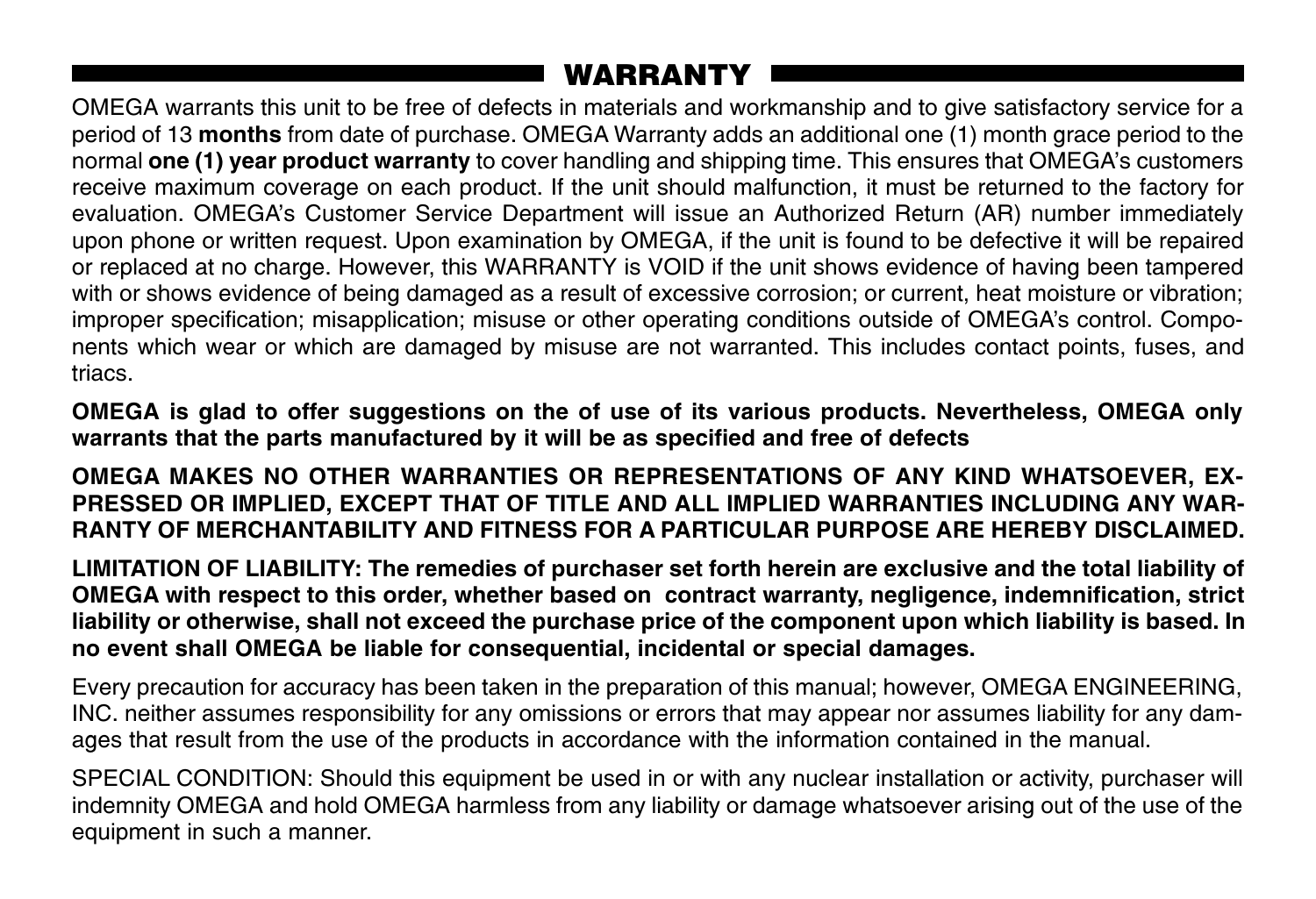## WARRANTY

OMEGA warrants this unit to be free of defects in materials and workmanship and to give satisfactory service for a period of 13 **months** from date of purchase. OMEGA Warranty adds an additional one (1) month grace period to the normal **one (1) year product warranty** to cover handling and shipping time. This ensures that OMEGA's customers receive maximum coverage on each product. If the unit should malfunction, it must be returned to the factory for evaluation. OMEGA's Customer Service Department will issue an Authorized Return (AR) number immediately upon phone or written request. Upon examination by OMEGA, if the unit is found to be defective it will be repaired or replaced at no charge. However, this WARRANTY is VOID if the unit shows evidence of having been tampered with or shows evidence of being damaged as a result of excessive corrosion; or current, heat moisture or vibration; improper specification; misapplication; misuse or other operating conditions outside of OMEGA's control. Components which wear or which are damaged by misuse are not warranted. This includes contact points, fuses, and triacs.

**OMEGA is glad to offer suggestions on the of use of its various products. Nevertheless, OMEGA only warrants that the parts manufactured by it will be as specified and free of defects**

**OMEGA MAKES NO OTHER WARRANTIES OR REPRESENTATIONS OF ANY KIND WHATSOEVER, EXPRESSED OR IMPLIED, EXCEPT THAT OF TITLE AND ALL IMPLIED WARRANTIES INCLUDING ANY WARRANTY OF MERCHANTABILITY AND FITNESS FOR A PARTICULAR PURPOSE ARE HEREBY DISCLAIMED.**

**LIMITATION OF LIABILITY: The remedies of purchaser set forth herein are exclusive and the total liability of OMEGA with respect to this order, whether based on contract warranty, negligence, indemnification, strict liability or otherwise, shall not exceed the purchase price of the component upon which liability is based. In no event shall OMEGA be liable for consequential, incidental or special damages.**

Every precaution for accuracy has been taken in the preparation of this manual; however, OMEGA ENGINEERING, INC. neither assumes responsibility for any omissions or errors that may appear nor assumes liability for any damages that result from the use of the products in accordance with the information contained in the manual.

SPECIAL CONDITION: Should this equipment be used in or with any nuclear installation or activity, purchaser will indemnity OMEGA and hold OMEGA harmless from any liability or damage whatsoever arising out of the use of the equipment in such a manner.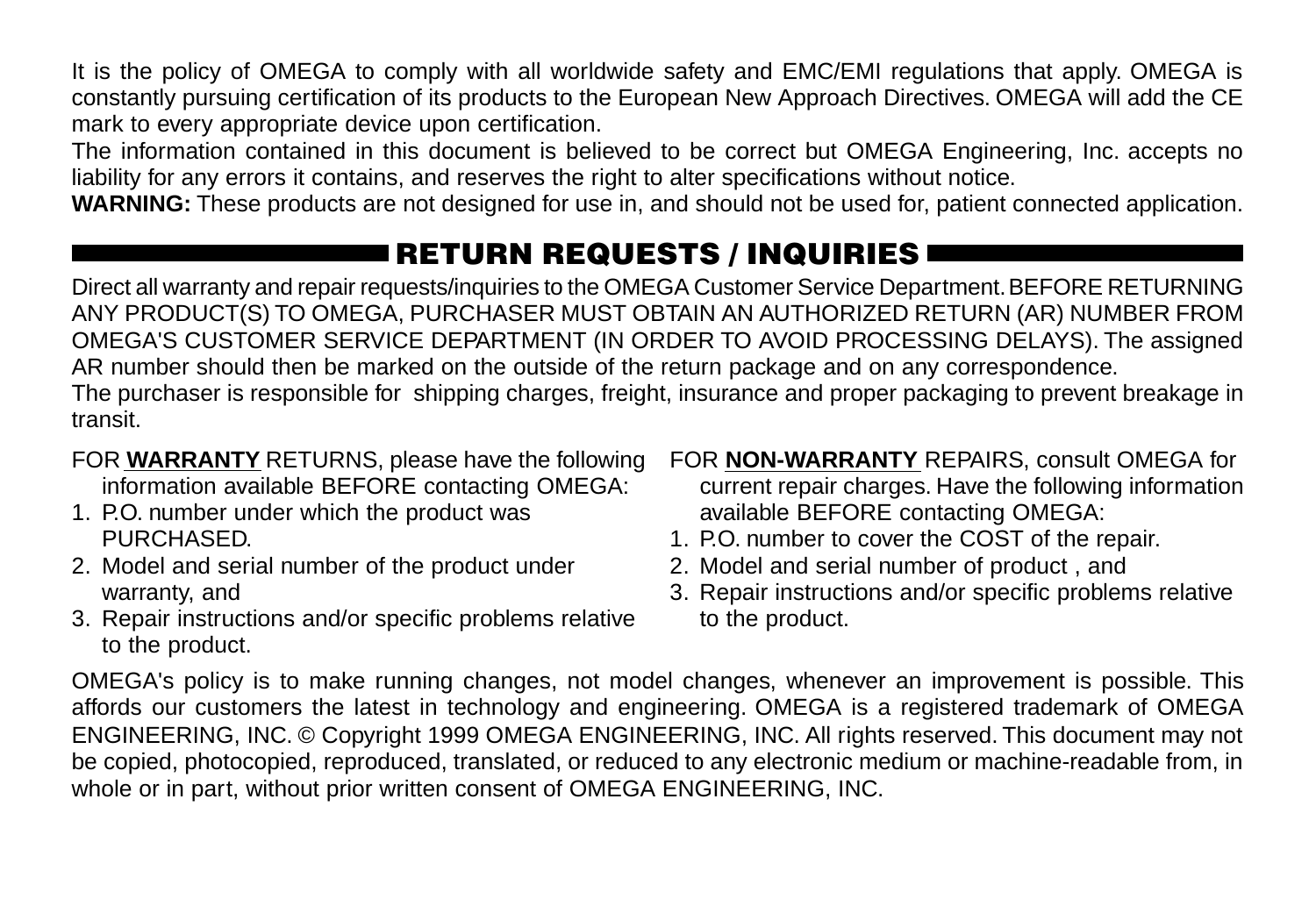It is the policy of OMEGA to comply with all worldwide safety and EMC/EMI regulations that apply. OMEGA is constantly pursuing certification of its products to the European New Approach Directives. OMEGA will add the CE mark to every appropriate device upon certification.

The information contained in this document is believed to be correct but OMEGA Engineering, Inc. accepts no liability for any errors it contains, and reserves the right to alter specifications without notice.

**WARNING:** These products are not designed for use in, and should not be used for, patient connected application.

## RETURN REQUESTS / INQUIRIES

Direct all warranty and repair requests/inquiries to the OMEGA Customer Service Department. BEFORE RETURNING ANY PRODUCT(S) TO OMEGA, PURCHASER MUST OBTAIN AN AUTHORIZED RETURN (AR) NUMBER FROM OMEGA'S CUSTOMER SERVICE DEPARTMENT (IN ORDER TO AVOID PROCESSING DELAYS). The assigned AR number should then be marked on the outside of the return package and on any correspondence.

The purchaser is responsible for shipping charges, freight, insurance and proper packaging to prevent breakage in transit.

FOR **WARRANTY** RETURNS, please have the following information available BEFORE contacting OMEGA:

1. P.O. number under which the product was PURCHASED.
2. Model and serial number of the product under warranty, and
3. Repair instructions and/or specific problems relative to the product.

FOR **NON-WARRANTY** REPAIRS, consult OMEGA for current repair charges. Have the following information available BEFORE contacting OMEGA:

1. P.O. number to cover the COST of the repair.
2. Model and serial number of product , and
3. Repair instructions and/or specific problems relative to the product.

OMEGA's policy is to make running changes, not model changes, whenever an improvement is possible. This affords our customers the latest in technology and engineering. OMEGA is a registered trademark of OMEGA ENGINEERING, INC. © Copyright 1999 OMEGA ENGINEERING, INC. All rights reserved. This document may not be copied, photocopied, reproduced, translated, or reduced to any electronic medium or machine-readable from, in whole or in part, without prior written consent of OMEGA ENGINEERING, INC.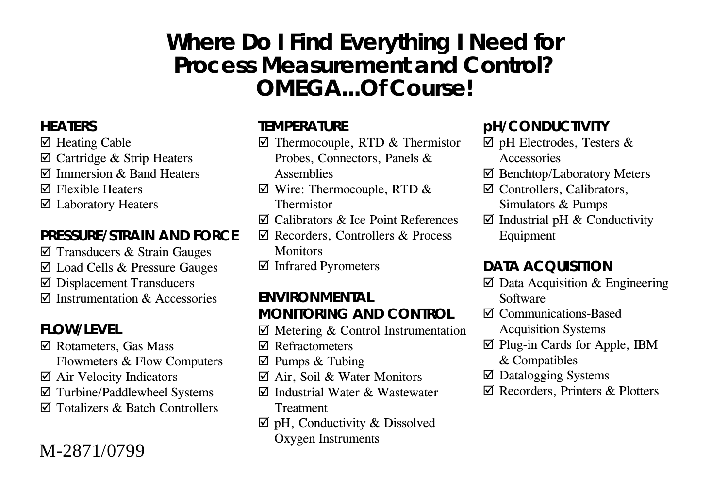# Where Do I Find Everything I Need for Process Measurement and Control? OMEGA...Of Course!

### HEATERS

- ☑ Heating Cable
- ☑ Cartridge & Strip Heaters
- ☑ Immersion & Band Heaters
- ☑ Flexible Heaters
- ☑ Laboratory Heaters

### PRESSURE/STRAIN AND FORCE

- ☑ Transducers & Strain Gauges
- ☑ Load Cells & Pressure Gauges
- ☑ Displacement Transducers
- ☑ Instrumentation & Accessories

### FLOW/LEVEL

- ☑ Rotameters, Gas Mass Flowmeters & Flow Computers
- ☑ Air Velocity Indicators
- ☑ Turbine/Paddlewheel Systems
- ☑ Totalizers & Batch Controllers

### TEMPERATURE

- ☑ Thermocouple, RTD & Thermistor Probes, Connectors, Panels & Assemblies
- ☑ Wire: Thermocouple, RTD & Thermistor
- ☑ Calibrators & Ice Point References
- ☑ Recorders, Controllers & Process Monitors
- ☑ Infrared Pyrometers

### ENVIRONMENTAL MONITORING AND CONTROL

- ☑ Metering & Control Instrumentation
- ☑ Refractometers
- ☑ Pumps & Tubing
- ☑ Air, Soil & Water Monitors
- ☑ Industrial Water & Wastewater Treatment
- ☑ pH, Conductivity & Dissolved Oxygen Instruments

### pH/CONDUCTIVITY

- ☑ pH Electrodes, Testers & Accessories
- ☑ Benchtop/Laboratory Meters
- ☑ Controllers, Calibrators, Simulators & Pumps
- ☑ Industrial pH & Conductivity Equipment

### DATA ACQUISITION

- ☑ Data Acquisition & Engineering Software
- ☑ Communications-Based Acquisition Systems
- ☑ Plug-in Cards for Apple, IBM & Compatibles
- ☑ Datalogging Systems
- ☑ Recorders, Printers & Plotters

M-2871/0799